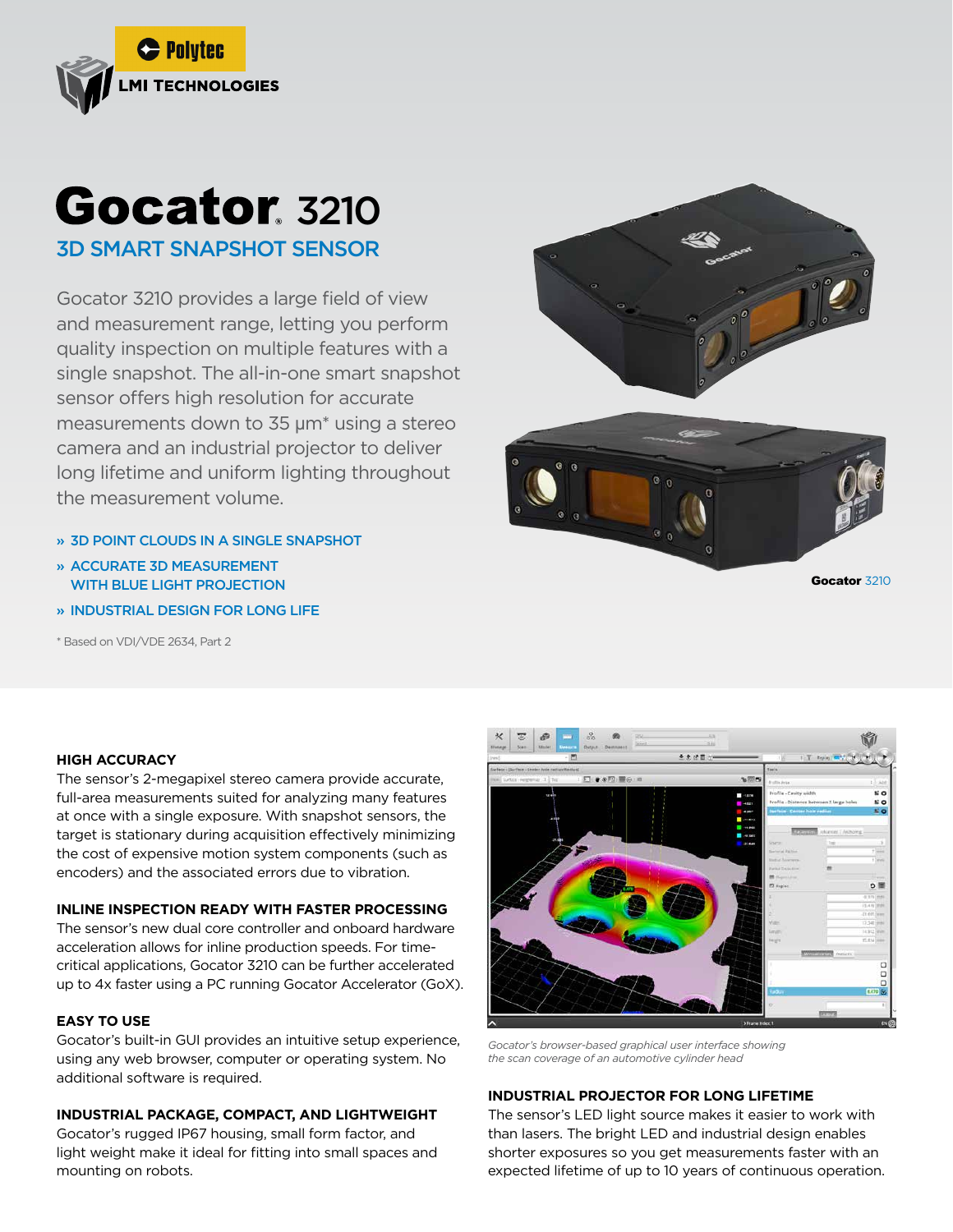# Gocator® 3210

## 3D SMART SNAPSHOT SENSOR

Gocator 3210 provides a large field of view and measurement range, letting you perform quality inspection on multiple features with a single snapshot. The all-in-one smart snapshot sensor offers high resolution for accurate measurements down to 35 µm* using a stereo camera and an industrial projector to deliver long lifetime and uniform lighting throughout the measurement volume.

- » 3D POINT CLOUDS IN A SINGLE SNAPSHOT
- » ACCURATE 3D MEASUREMENT WITH BLUE LIGHT PROJECTION
- » INDUSTRIAL DESIGN FOR LONG LIFE

\* Based on VDI/VDE 2634, Part 2

**Gocator** 3210

### HIGH ACCURACY

The sensor's 2-megapixel stereo camera provide accurate, full-area measurements suited for analyzing many features at once with a single exposure. With snapshot sensors, the target is stationary during acquisition effectively minimizing the cost of expensive motion system components (such as encoders) and the associated errors due to vibration.

### INLINE INSPECTION READY WITH FASTER PROCESSING

The sensor's new dual core controller and onboard hardware acceleration allows for inline production speeds. For time-critical applications, Gocator 3210 can be further accelerated up to 4x faster using a PC running Gocator Accelerator (GoX).

### EASY TO USE

Gocator's built-in GUI provides an intuitive setup experience, using any web browser, computer or operating system. No additional software is required.

### INDUSTRIAL PACKAGE, COMPACT, AND LIGHTWEIGHT

Gocator's rugged IP67 housing, small form factor, and light weight make it ideal for fitting into small spaces and mounting on robots.

*Gocator's browser-based graphical user interface showing the scan coverage of an automotive cylinder head*

### INDUSTRIAL PROJECTOR FOR LONG LIFETIME

The sensor's LED light source makes it easier to work with than lasers. The bright LED and industrial design enables shorter exposures so you get measurements faster with an expected lifetime of up to 10 years of continuous operation.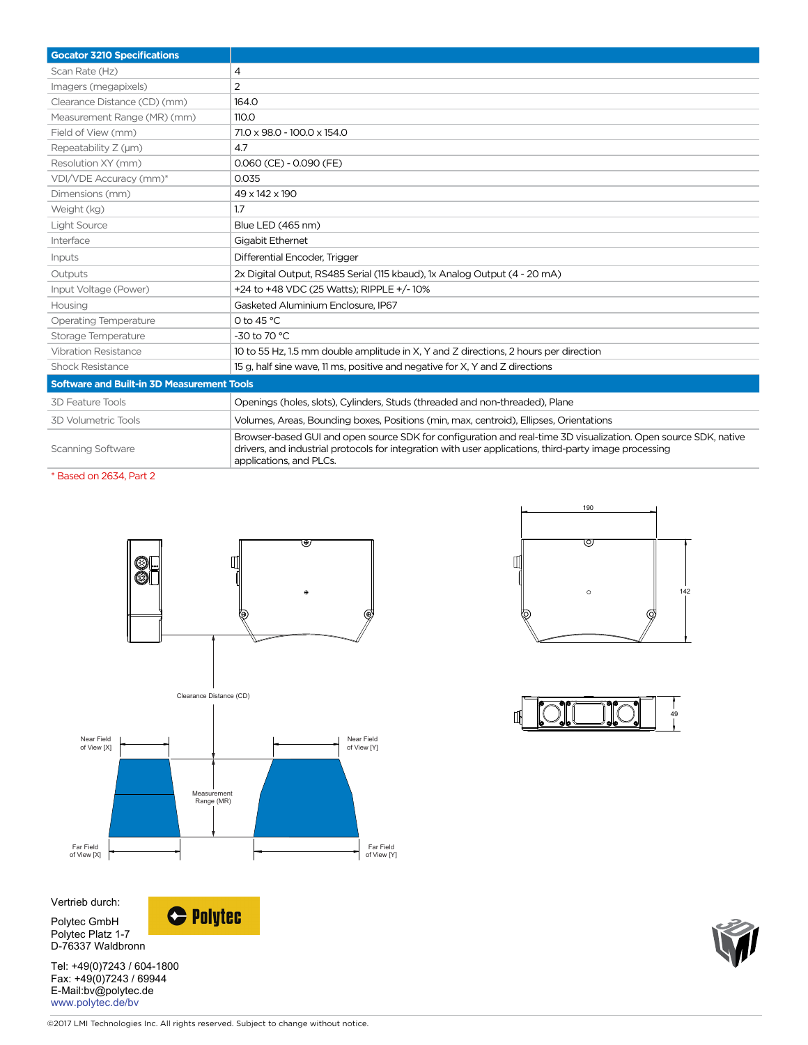| Gocator 3210 Specifications | |
|---|---|
| Scan Rate (Hz) | 4 |
| Imagers (megapixels) | 2 |
| Clearance Distance (CD) (mm) | 164.0 |
| Measurement Range (MR) (mm) | 110.0 |
| Field of View (mm) | 71.0 x 98.0 - 100.0 x 154.0 |
| Repeatability Z (μm) | 4.7 |
| Resolution XY (mm) | 0.060 (CE) - 0.090 (FE) |
| VDI/VDE Accuracy (mm)* | 0.035 |
| Dimensions (mm) | 49 x 142 x 190 |
| Weight (kg) | 1.7 |
| Light Source | Blue LED (465 nm) |
| Interface | Gigabit Ethernet |
| Inputs | Differential Encoder, Trigger |
| Outputs | 2x Digital Output, RS485 Serial (115 kbaud), 1x Analog Output (4 - 20 mA) |
| Input Voltage (Power) | +24 to +48 VDC (25 Watts); RIPPLE +/- 10% |
| Housing | Gasketed Aluminium Enclosure, IP67 |
| Operating Temperature | 0 to 45 °C |
| Storage Temperature | -30 to 70 °C |
| Vibration Resistance | 10 to 55 Hz, 1.5 mm double amplitude in X, Y and Z directions, 2 hours per direction |
| Shock Resistance | 15 g, half sine wave, 11 ms, positive and negative for X, Y and Z directions |
| **Software and Built-in 3D Measurement Tools** | |
| 3D Feature Tools | Openings (holes, slots), Cylinders, Studs (threaded and non-threaded), Plane |
| 3D Volumetric Tools | Volumes, Areas, Bounding boxes, Positions (min, max, centroid), Ellipses, Orientations |
| Scanning Software | Browser-based GUI and open source SDK for configuration and real-time 3D visualization. Open source SDK, native drivers, and industrial protocols for integration with user applications, third-party image processing applications, and PLCs. |

\* Based on 2634, Part 2

Clearance Distance (CD)

Near Field of View [X]

Near Field of View [Y]

Measurement Range (MR)

Far Field of View [X]

Far Field of View [Y]

190

142

49

Vertrieb durch:

Polytec GmbH
Polytec Platz 1-7
D-76337 Waldbronn

Polytec

Tel: +49(0)7243 / 604-1800
Fax: +49(0)7243 / 69944
E-Mail:bv@polytec.de
www.polytec.de/bv

©2017 LMI Technologies Inc. All rights reserved. Subject to change without notice.